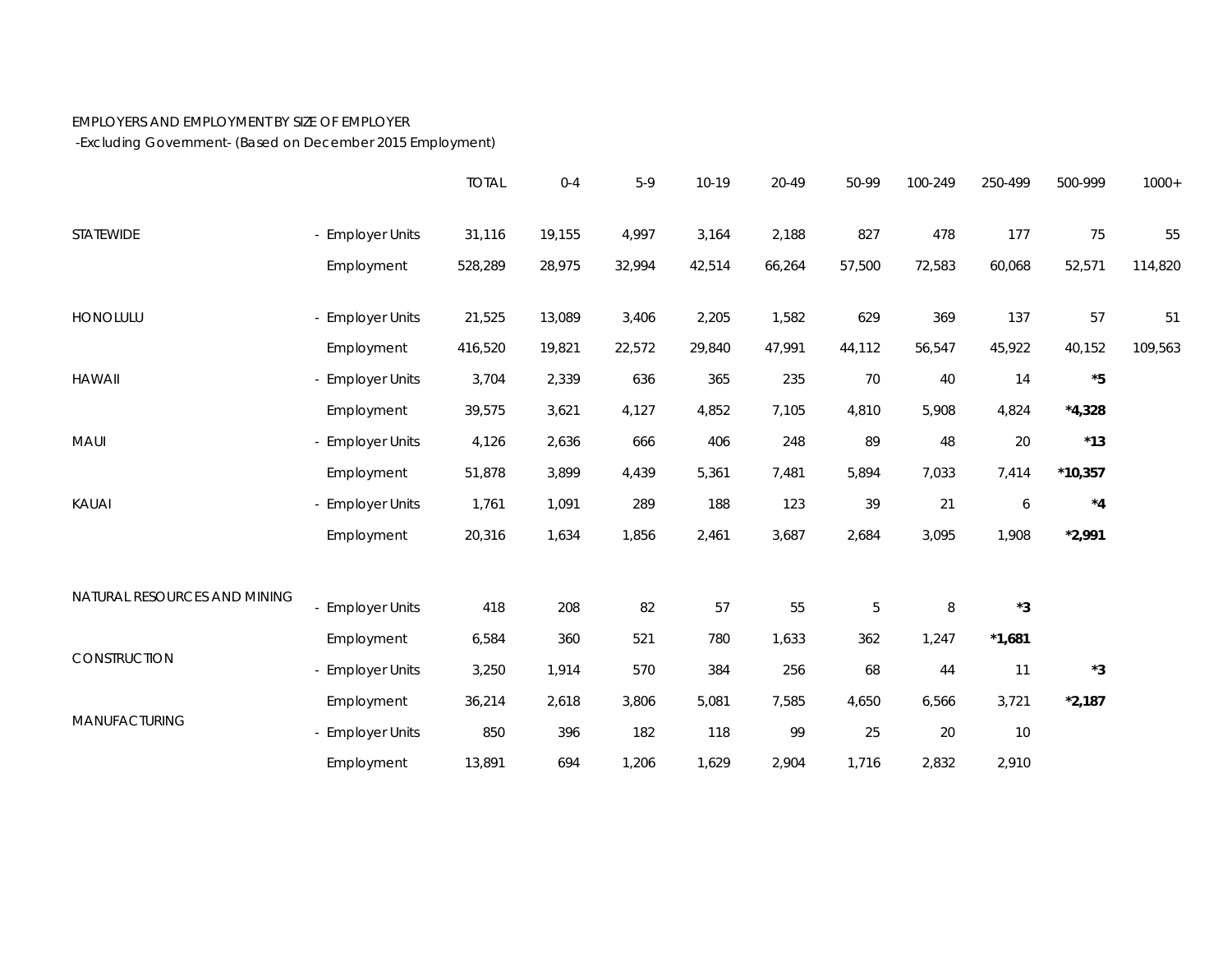EMPLOYERS AND EMPLOYMENT BY SIZE OF EMPLOYER

-Excluding Government- (Based on December 2015 Employment)

| | | TOTAL | 0-4 | 5-9 | 10-19 | 20-49 | 50-99 | 100-249 | 250-499 | 500-999 | 1000+ |
|---|---|---|---|---|---|---|---|---|---|---|---|
| STATEWIDE | - Employer Units | 31,116 | 19,155 | 4,997 | 3,164 | 2,188 | 827 | 478 | 177 | 75 | 55 |
| | Employment | 528,289 | 28,975 | 32,994 | 42,514 | 66,264 | 57,500 | 72,583 | 60,068 | 52,571 | 114,820 |
| HONOLULU | - Employer Units | 21,525 | 13,089 | 3,406 | 2,205 | 1,582 | 629 | 369 | 137 | 57 | 51 |
| | Employment | 416,520 | 19,821 | 22,572 | 29,840 | 47,991 | 44,112 | 56,547 | 45,922 | 40,152 | 109,563 |
| HAWAII | - Employer Units | 3,704 | 2,339 | 636 | 365 | 235 | 70 | 40 | 14 | **\*5** | |
| | Employment | 39,575 | 3,621 | 4,127 | 4,852 | 7,105 | 4,810 | 5,908 | 4,824 | **\*4,328** | |
| MAUI | - Employer Units | 4,126 | 2,636 | 666 | 406 | 248 | 89 | 48 | 20 | **\*13** | |
| | Employment | 51,878 | 3,899 | 4,439 | 5,361 | 7,481 | 5,894 | 7,033 | 7,414 | **\*10,357** | |
| KAUAI | - Employer Units | 1,761 | 1,091 | 289 | 188 | 123 | 39 | 21 | 6 | **\*4** | |
| | Employment | 20,316 | 1,634 | 1,856 | 2,461 | 3,687 | 2,684 | 3,095 | 1,908 | **\*2,991** | |
| NATURAL RESOURCES AND MINING | - Employer Units | 418 | 208 | 82 | 57 | 55 | 5 | 8 | **\*3** | | |
| | Employment | 6,584 | 360 | 521 | 780 | 1,633 | 362 | 1,247 | **\*1,681** | | |
| CONSTRUCTION | - Employer Units | 3,250 | 1,914 | 570 | 384 | 256 | 68 | 44 | 11 | **\*3** | |
| | Employment | 36,214 | 2,618 | 3,806 | 5,081 | 7,585 | 4,650 | 6,566 | 3,721 | **\*2,187** | |
| MANUFACTURING | - Employer Units | 850 | 396 | 182 | 118 | 99 | 25 | 20 | 10 | | |
| | Employment | 13,891 | 694 | 1,206 | 1,629 | 2,904 | 1,716 | 2,832 | 2,910 | | |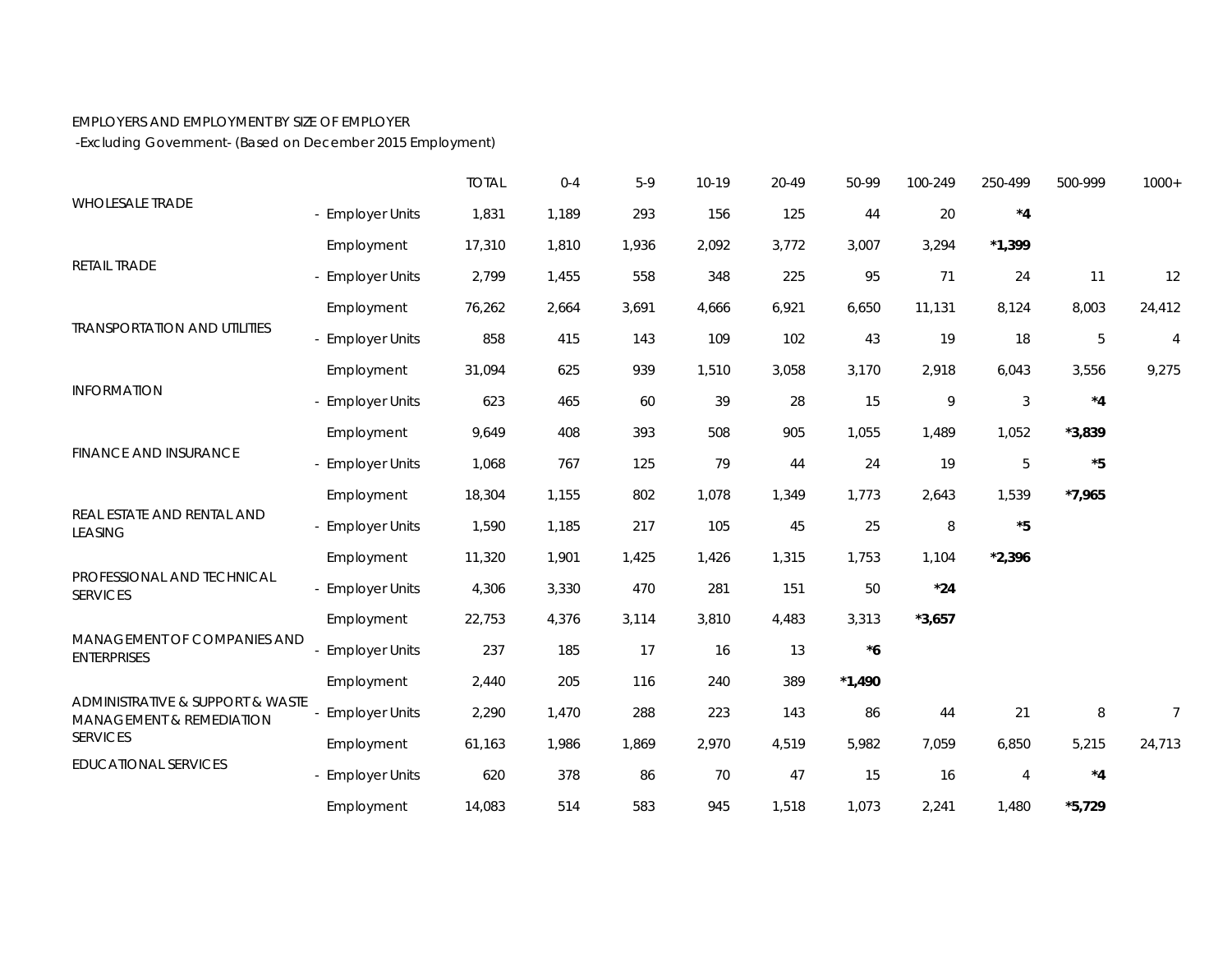EMPLOYERS AND EMPLOYMENT BY SIZE OF EMPLOYER

-Excluding Government- (Based on December 2015 Employment)

| | | TOTAL | 0-4 | 5-9 | 10-19 | 20-49 | 50-99 | 100-249 | 250-499 | 500-999 | 1000+ |
|---|---|---|---|---|---|---|---|---|---|---|---|
| WHOLESALE TRADE | - Employer Units | 1,831 | 1,189 | 293 | 156 | 125 | 44 | 20 | **\*4** | | |
| | Employment | 17,310 | 1,810 | 1,936 | 2,092 | 3,772 | 3,007 | 3,294 | **\*1,399** | | |
| RETAIL TRADE | - Employer Units | 2,799 | 1,455 | 558 | 348 | 225 | 95 | 71 | 24 | 11 | 12 |
| | Employment | 76,262 | 2,664 | 3,691 | 4,666 | 6,921 | 6,650 | 11,131 | 8,124 | 8,003 | 24,412 |
| TRANSPORTATION AND UTILITIES | - Employer Units | 858 | 415 | 143 | 109 | 102 | 43 | 19 | 18 | 5 | 4 |
| | Employment | 31,094 | 625 | 939 | 1,510 | 3,058 | 3,170 | 2,918 | 6,043 | 3,556 | 9,275 |
| INFORMATION | - Employer Units | 623 | 465 | 60 | 39 | 28 | 15 | 9 | 3 | **\*4** | |
| | Employment | 9,649 | 408 | 393 | 508 | 905 | 1,055 | 1,489 | 1,052 | **\*3,839** | |
| FINANCE AND INSURANCE | - Employer Units | 1,068 | 767 | 125 | 79 | 44 | 24 | 19 | 5 | **\*5** | |
| | Employment | 18,304 | 1,155 | 802 | 1,078 | 1,349 | 1,773 | 2,643 | 1,539 | **\*7,965** | |
| REAL ESTATE AND RENTAL AND LEASING | - Employer Units | 1,590 | 1,185 | 217 | 105 | 45 | 25 | 8 | **\*5** | | |
| | Employment | 11,320 | 1,901 | 1,425 | 1,426 | 1,315 | 1,753 | 1,104 | **\*2,396** | | |
| PROFESSIONAL AND TECHNICAL SERVICES | - Employer Units | 4,306 | 3,330 | 470 | 281 | 151 | 50 | **\*24** | | | |
| | Employment | 22,753 | 4,376 | 3,114 | 3,810 | 4,483 | 3,313 | **\*3,657** | | | |
| MANAGEMENT OF COMPANIES AND ENTERPRISES | - Employer Units | 237 | 185 | 17 | 16 | 13 | **\*6** | | | | |
| | Employment | 2,440 | 205 | 116 | 240 | 389 | **\*1,490** | | | | |
| ADMINISTRATIVE & SUPPORT & WASTE MANAGEMENT & REMEDIATION SERVICES | - Employer Units | 2,290 | 1,470 | 288 | 223 | 143 | 86 | 44 | 21 | 8 | 7 |
| | Employment | 61,163 | 1,986 | 1,869 | 2,970 | 4,519 | 5,982 | 7,059 | 6,850 | 5,215 | 24,713 |
| EDUCATIONAL SERVICES | - Employer Units | 620 | 378 | 86 | 70 | 47 | 15 | 16 | 4 | **\*4** | |
| | Employment | 14,083 | 514 | 583 | 945 | 1,518 | 1,073 | 2,241 | 1,480 | **\*5,729** | |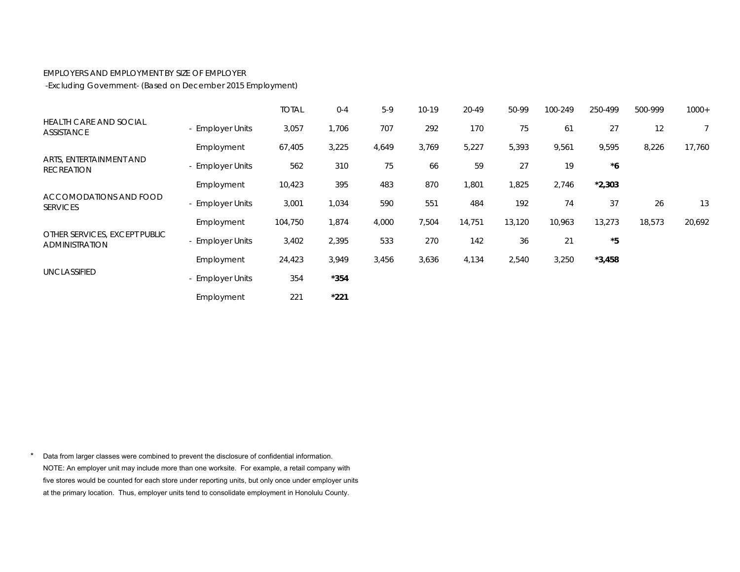EMPLOYERS AND EMPLOYMENT BY SIZE OF EMPLOYER

-Excluding Government- (Based on December 2015 Employment)

| | | TOTAL | 0-4 | 5-9 | 10-19 | 20-49 | 50-99 | 100-249 | 250-499 | 500-999 | 1000+ |
|---|---|---|---|---|---|---|---|---|---|---|---|
| HEALTH CARE AND SOCIAL ASSISTANCE | - Employer Units | 3,057 | 1,706 | 707 | 292 | 170 | 75 | 61 | 27 | 12 | 7 |
| | Employment | 67,405 | 3,225 | 4,649 | 3,769 | 5,227 | 5,393 | 9,561 | 9,595 | 8,226 | 17,760 |
| ARTS, ENTERTAINMENT AND RECREATION | - Employer Units | 562 | 310 | 75 | 66 | 59 | 27 | 19 | **\*6** | | |
| | Employment | 10,423 | 395 | 483 | 870 | 1,801 | 1,825 | 2,746 | **\*2,303** | | |
| ACCOMODATIONS AND FOOD SERVICES | - Employer Units | 3,001 | 1,034 | 590 | 551 | 484 | 192 | 74 | 37 | 26 | 13 |
| | Employment | 104,750 | 1,874 | 4,000 | 7,504 | 14,751 | 13,120 | 10,963 | 13,273 | 18,573 | 20,692 |
| OTHER SERVICES, EXCEPT PUBLIC ADMINISTRATION | - Employer Units | 3,402 | 2,395 | 533 | 270 | 142 | 36 | 21 | **\*5** | | |
| | Employment | 24,423 | 3,949 | 3,456 | 3,636 | 4,134 | 2,540 | 3,250 | **\*3,458** | | |
| UNCLASSIFIED | - Employer Units | 354 | **\*354** | | | | | | | | |
| | Employment | 221 | **\*221** | | | | | | | | |

\* Data from larger classes were combined to prevent the disclosure of confidential information.

NOTE: An employer unit may include more than one worksite. For example, a retail company with five stores would be counted for each store under reporting units, but only once under employer units at the primary location. Thus, employer units tend to consolidate employment in Honolulu County.